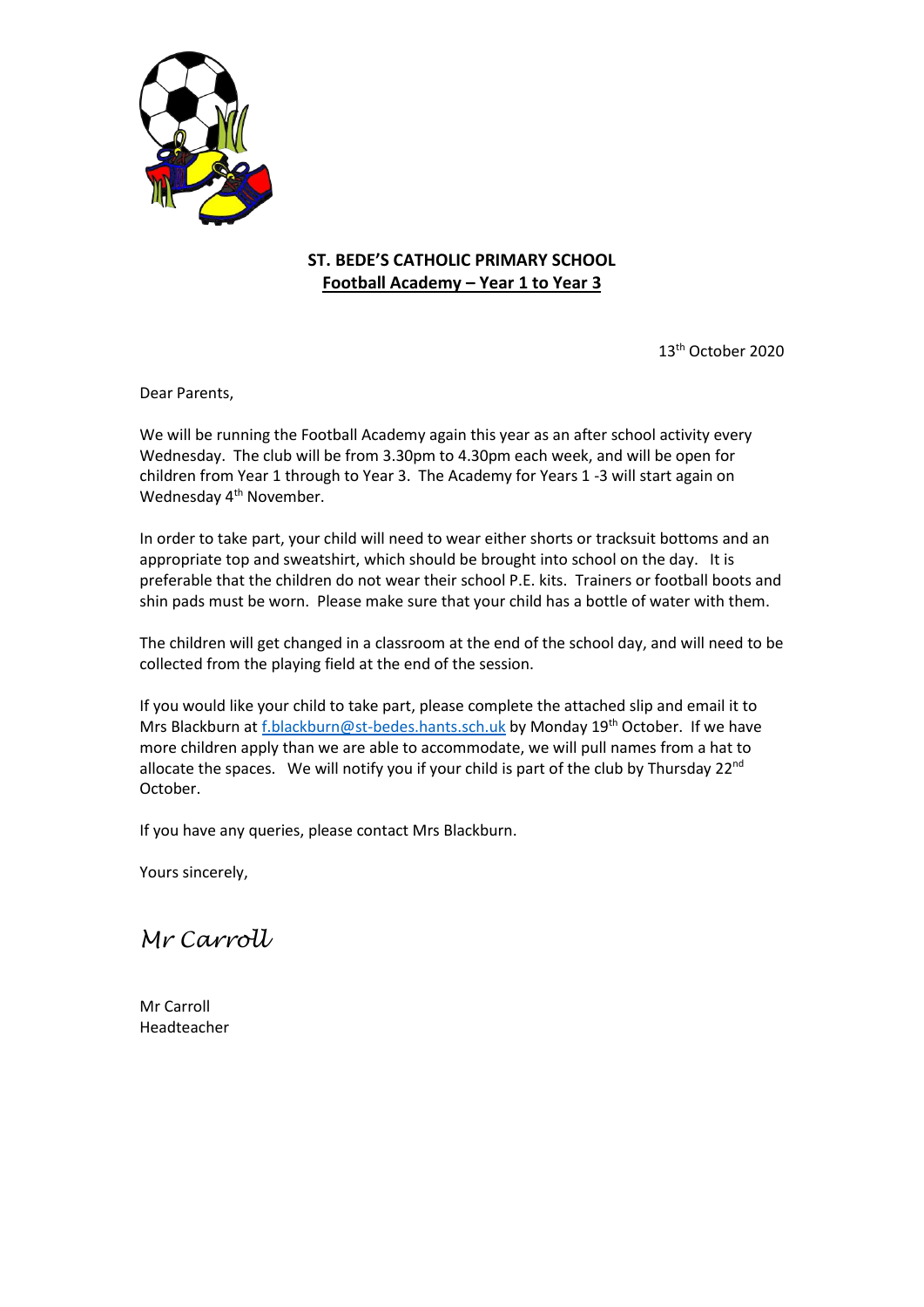**ST. BEDE'S CATHOLIC PRIMARY SCHOOL**

**Football Academy – Year 1 to Year 3**

13th October 2020

Dear Parents,

We will be running the Football Academy again this year as an after school activity every Wednesday. The club will be from 3.30pm to 4.30pm each week, and will be open for children from Year 1 through to Year 3. The Academy for Years 1 -3 will start again on Wednesday 4th November.

In order to take part, your child will need to wear either shorts or tracksuit bottoms and an appropriate top and sweatshirt, which should be brought into school on the day. It is preferable that the children do not wear their school P.E. kits. Trainers or football boots and shin pads must be worn. Please make sure that your child has a bottle of water with them.

The children will get changed in a classroom at the end of the school day, and will need to be collected from the playing field at the end of the session.

If you would like your child to take part, please complete the attached slip and email it to Mrs Blackburn at f.blackburn@st-bedes.hants.sch.uk by Monday 19th October. If we have more children apply than we are able to accommodate, we will pull names from a hat to allocate the spaces. We will notify you if your child is part of the club by Thursday 22nd October.

If you have any queries, please contact Mrs Blackburn.

Yours sincerely,

*Mr Carroll*

Mr Carroll
Headteacher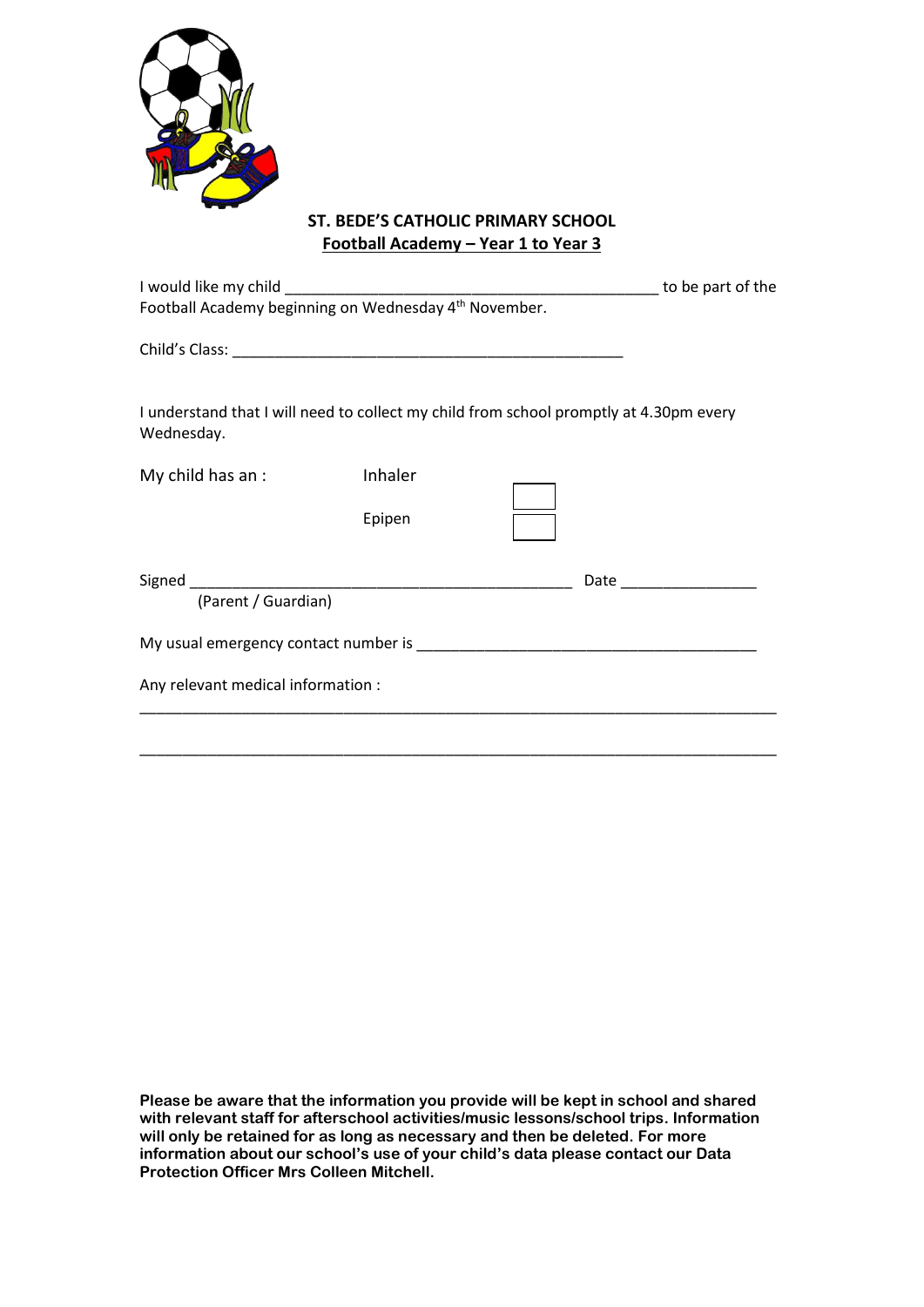**ST. BEDE'S CATHOLIC PRIMARY SCHOOL**

**Football Academy – Year 1 to Year 3**

I would like my child ____________________________________________ to be part of the Football Academy beginning on Wednesday 4th November.

Child's Class: ______________________________________________

I understand that I will need to collect my child from school promptly at 4.30pm every Wednesday.

My child has an :

Inhaler ☐

Epipen ☐

Signed ____________________________________________ Date ________________
(Parent / Guardian)

My usual emergency contact number is ________________________________________

Any relevant medical information :

____________________________________________________________________________

____________________________________________________________________________

**Please be aware that the information you provide will be kept in school and shared with relevant staff for afterschool activities/music lessons/school trips. Information will only be retained for as long as necessary and then be deleted. For more information about our school's use of your child's data please contact our Data Protection Officer Mrs Colleen Mitchell.**